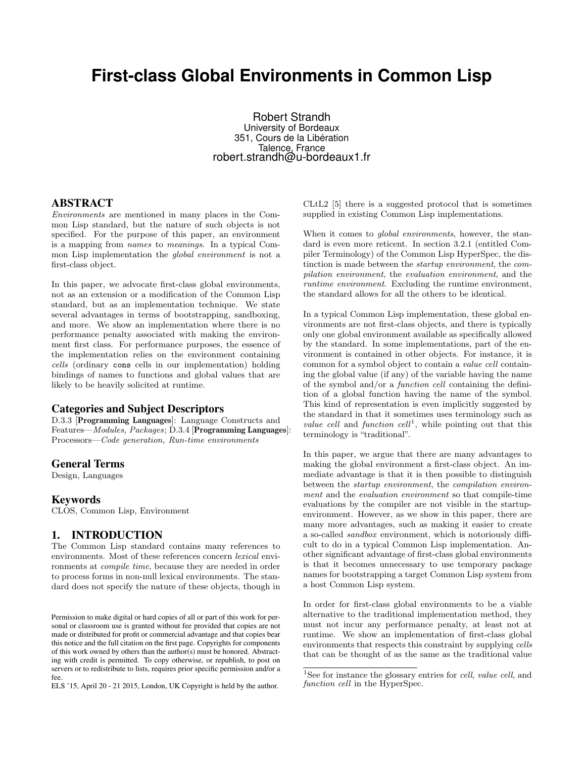# First-class Global Environments in Common Lisp

Robert Strandh
University of Bordeaux
351, Cours de la Libération
Talence, France
robert.strandh@u-bordeaux1.fr

## ABSTRACT

*Environments* are mentioned in many places in the Common Lisp standard, but the nature of such objects is not specified. For the purpose of this paper, an environment is a mapping from *names* to *meanings*. In a typical Common Lisp implementation the *global environment* is not a first-class object.

In this paper, we advocate first-class global environments, not as an extension or a modification of the Common Lisp standard, but as an implementation technique. We state several advantages in terms of bootstrapping, sandboxing, and more. We show an implementation where there is no performance penalty associated with making the environment first class. For performance purposes, the essence of the implementation relies on the environment containing *cells* (ordinary `cons` cells in our implementation) holding bindings of names to functions and global values that are likely to be heavily solicited at runtime.

## Categories and Subject Descriptors

D.3.3 [**Programming Languages**]: Language Constructs and Features—*Modules, Packages*; D.3.4 [**Programming Languages**]: Processors—*Code generation, Run-time environments*

## General Terms

Design, Languages

## Keywords

CLOS, Common Lisp, Environment

## 1. INTRODUCTION

The Common Lisp standard contains many references to environments. Most of these references concern *lexical* environments at *compile time*, because they are needed in order to process forms in non-null lexical environments. The standard does not specify the nature of these objects, though in CLtL2 [5] there is a suggested protocol that is sometimes supplied in existing Common Lisp implementations.

When it comes to *global environments*, however, the standard is even more reticent. In section 3.2.1 (entitled Compiler Terminology) of the Common Lisp HyperSpec, the distinction is made between the *startup environment*, the *compilation environment*, the *evaluation environment*, and the *runtime environment*. Excluding the runtime environment, the standard allows for all the others to be identical.

In a typical Common Lisp implementation, these global environments are not first-class objects, and there is typically only one global environment available as specifically allowed by the standard. In some implementations, part of the environment is contained in other objects. For instance, it is common for a symbol object to contain a *value cell* containing the global value (if any) of the variable having the name of the symbol and/or a *function cell* containing the definition of a global function having the name of the symbol. This kind of representation is even implicitly suggested by the standard in that it sometimes uses terminology such as *value cell* and *function cell*[1], while pointing out that this terminology is "traditional".

In this paper, we argue that there are many advantages to making the global environment a first-class object. An immediate advantage is that it is then possible to distinguish between the *startup environment*, the *compilation environment* and the *evaluation environment* so that compile-time evaluations by the compiler are not visible in the startup-environment. However, as we show in this paper, there are many more advantages, such as making it easier to create a so-called *sandbox* environment, which is notoriously difficult to do in a typical Common Lisp implementation. Another significant advantage of first-class global environments is that it becomes unnecessary to use temporary package names for bootstrapping a target Common Lisp system from a host Common Lisp system.

In order for first-class global environments to be a viable alternative to the traditional implementation method, they must not incur any performance penalty, at least not at runtime. We show an implementation of first-class global environments that respects this constraint by supplying *cells* that can be thought of as the same as the traditional value

[1] See for instance the glossary entries for *cell*, *value cell*, and *function cell* in the HyperSpec.

Permission to make digital or hard copies of all or part of this work for personal or classroom use is granted without fee provided that copies are not made or distributed for profit or commercial advantage and that copies bear this notice and the full citation on the first page. Copyrights for components of this work owned by others than the author(s) must be honored. Abstracting with credit is permitted. To copy otherwise, or republish, to post on servers or to redistribute to lists, requires prior specific permission and/or a fee.

ELS '15, April 20 - 21 2015, London, UK Copyright is held by the author.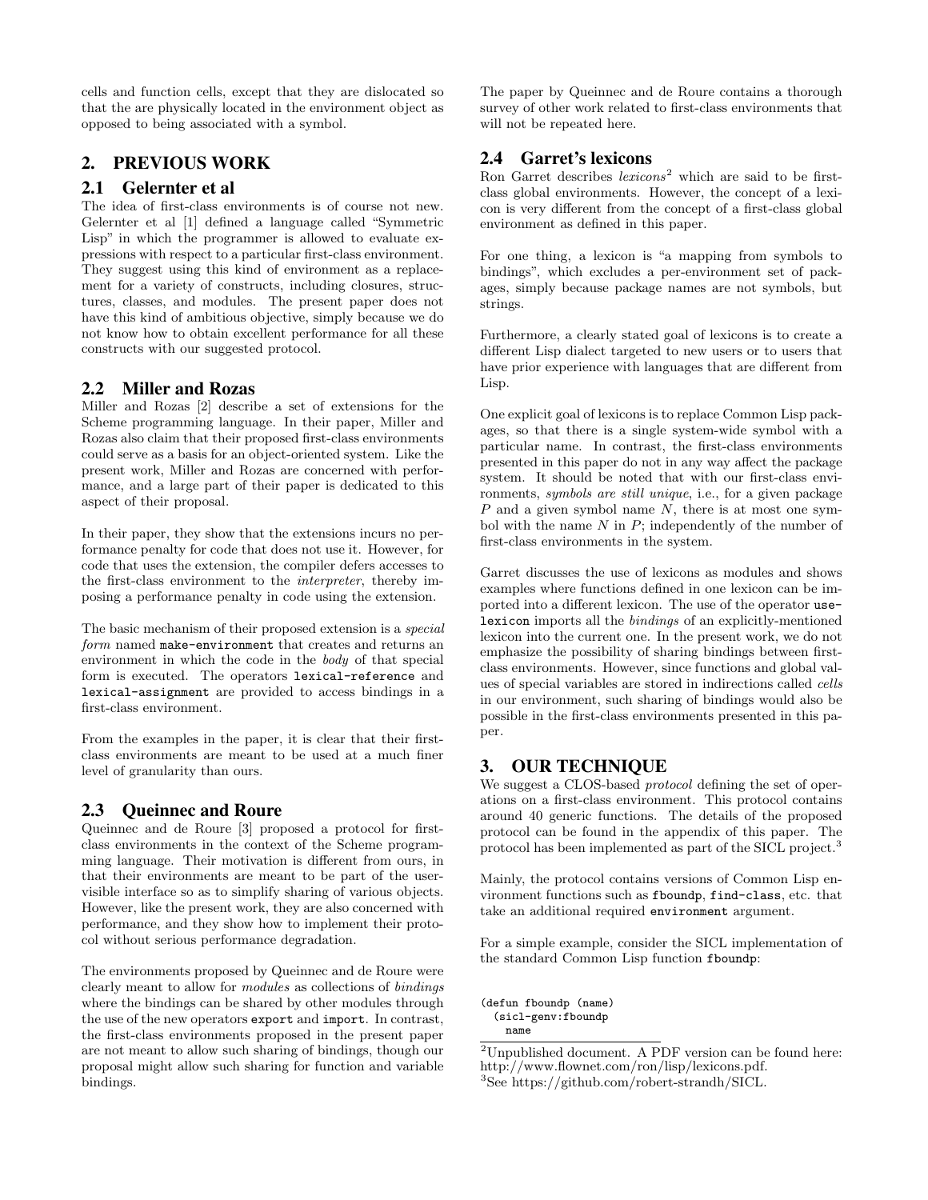cells and function cells, except that they are dislocated so that the are physically located in the environment object as opposed to being associated with a symbol.

## 2. PREVIOUS WORK

### 2.1 Gelernter et al

The idea of first-class environments is of course not new. Gelernter et al [1] defined a language called "Symmetric Lisp" in which the programmer is allowed to evaluate expressions with respect to a particular first-class environment. They suggest using this kind of environment as a replacement for a variety of constructs, including closures, structures, classes, and modules. The present paper does not have this kind of ambitious objective, simply because we do not know how to obtain excellent performance for all these constructs with our suggested protocol.

### 2.2 Miller and Rozas

Miller and Rozas [2] describe a set of extensions for the Scheme programming language. In their paper, Miller and Rozas also claim that their proposed first-class environments could serve as a basis for an object-oriented system. Like the present work, Miller and Rozas are concerned with performance, and a large part of their paper is dedicated to this aspect of their proposal.

In their paper, they show that the extensions incurs no performance penalty for code that does not use it. However, for code that uses the extension, the compiler defers accesses to the first-class environment to the *interpreter*, thereby imposing a performance penalty in code using the extension.

The basic mechanism of their proposed extension is a *special form* named `make-environment` that creates and returns an environment in which the code in the *body* of that special form is executed. The operators `lexical-reference` and `lexical-assignment` are provided to access bindings in a first-class environment.

From the examples in the paper, it is clear that their first-class environments are meant to be used at a much finer level of granularity than ours.

### 2.3 Queinnec and Roure

Queinnec and de Roure [3] proposed a protocol for first-class environments in the context of the Scheme programming language. Their motivation is different from ours, in that their environments are meant to be part of the user-visible interface so as to simplify sharing of various objects. However, like the present work, they are also concerned with performance, and they show how to implement their protocol without serious performance degradation.

The environments proposed by Queinnec and de Roure were clearly meant to allow for *modules* as collections of *bindings* where the bindings can be shared by other modules through the use of the new operators `export` and `import`. In contrast, the first-class environments proposed in the present paper are not meant to allow such sharing of bindings, though our proposal might allow such sharing for function and variable bindings.

The paper by Queinnec and de Roure contains a thorough survey of other work related to first-class environments that will not be repeated here.

### 2.4 Garret's lexicons

Ron Garret describes *lexicons*[2] which are said to be first-class global environments. However, the concept of a lexicon is very different from the concept of a first-class global environment as defined in this paper.

For one thing, a lexicon is "a mapping from symbols to bindings", which excludes a per-environment set of packages, simply because package names are not symbols, but strings.

Furthermore, a clearly stated goal of lexicons is to create a different Lisp dialect targeted to new users or to users that have prior experience with languages that are different from Lisp.

One explicit goal of lexicons is to replace Common Lisp packages, so that there is a single system-wide symbol with a particular name. In contrast, the first-class environments presented in this paper do not in any way affect the package system. It should be noted that with our first-class environments, *symbols are still unique*, i.e., for a given package $P$ and a given symbol name $N$, there is at most one symbol with the name $N$ in $P$; independently of the number of first-class environments in the system.

Garret discusses the use of lexicons as modules and shows examples where functions defined in one lexicon can be imported into a different lexicon. The use of the operator `use-lexicon` imports all the *bindings* of an explicitly-mentioned lexicon into the current one. In the present work, we do not emphasize the possibility of sharing bindings between first-class environments. However, since functions and global values of special variables are stored in indirections called *cells* in our environment, such sharing of bindings would also be possible in the first-class environments presented in this paper.

## 3. OUR TECHNIQUE

We suggest a CLOS-based *protocol* defining the set of operations on a first-class environment. This protocol contains around 40 generic functions. The details of the proposed protocol can be found in the appendix of this paper. The protocol has been implemented as part of the SICL project.[3]

Mainly, the protocol contains versions of Common Lisp environment functions such as `fboundp`, `find-class`, etc. that take an additional required `environment` argument.

For a simple example, consider the SICL implementation of the standard Common Lisp function `fboundp`:

```
(defun fboundp (name)
  (sicl-genv:fboundp
    name
```

[2] Unpublished document. A PDF version can be found here: http://www.flownet.com/ron/lisp/lexicons.pdf.

[3] See https://github.com/robert-strandh/SICL.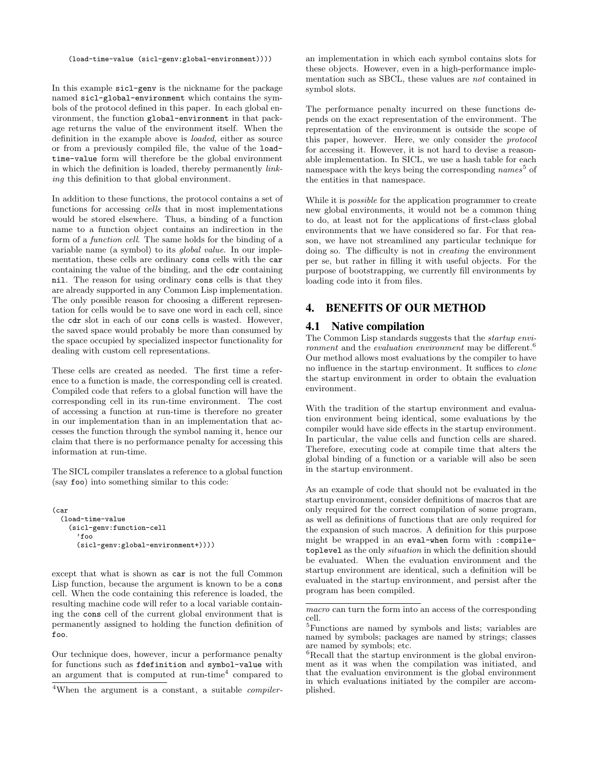```
(load-time-value (sicl-genv:global-environment))))
```

In this example `sicl-genv` is the nickname for the package named `sicl-global-environment` which contains the symbols of the protocol defined in this paper. In each global environment, the function `global-environment` in that package returns the value of the environment itself. When the definition in the example above is *loaded*, either as source or from a previously compiled file, the value of the `load-time-value` form will therefore be the global environment in which the definition is loaded, thereby permanently *linking* this definition to that global environment.

In addition to these functions, the protocol contains a set of functions for accessing *cells* that in most implementations would be stored elsewhere. Thus, a binding of a function name to a function object contains an indirection in the form of a *function cell*. The same holds for the binding of a variable name (a symbol) to its *global value*. In our implementation, these cells are ordinary `cons` cells with the `car` containing the value of the binding, and the `cdr` containing `nil`. The reason for using ordinary `cons` cells is that they are already supported in any Common Lisp implementation. The only possible reason for choosing a different representation for cells would be to save one word in each cell, since the `cdr` slot in each of our `cons` cells is wasted. However, the saved space would probably be more than consumed by the space occupied by specialized inspector functionality for dealing with custom cell representations.

These cells are created as needed. The first time a reference to a function is made, the corresponding cell is created. Compiled code that refers to a global function will have the corresponding cell in its run-time environment. The cost of accessing a function at run-time is therefore no greater in our implementation than in an implementation that accesses the function through the symbol naming it, hence our claim that there is no performance penalty for accessing this information at run-time.

The SICL compiler translates a reference to a global function (say `foo`) into something similar to this code:

```
(car
  (load-time-value
    (sicl-genv:function-cell
      'foo
      (sicl-genv:global-environment+))))
```

except that what is shown as `car` is not the full Common Lisp function, because the argument is known to be a `cons` cell. When the code containing this reference is loaded, the resulting machine code will refer to a local variable containing the `cons` cell of the current global environment that is permanently assigned to holding the function definition of `foo`.

Our technique does, however, incur a performance penalty for functions such as `fdefinition` and `symbol-value` with an argument that is computed at run-time[4] compared to an implementation in which each symbol contains slots for these objects. However, even in a high-performance implementation such as SBCL, these values are *not* contained in symbol slots.

The performance penalty incurred on these functions depends on the exact representation of the environment. The representation of the environment is outside the scope of this paper, however. Here, we only consider the *protocol* for accessing it. However, it is not hard to devise a reasonable implementation. In SICL, we use a hash table for each namespace with the keys being the corresponding *names*[5] of the entities in that namespace.

While it is *possible* for the application programmer to create new global environments, it would not be a common thing to do, at least not for the applications of first-class global environments that we have considered so far. For that reason, we have not streamlined any particular technique for doing so. The difficulty is not in *creating* the environment per se, but rather in filling it with useful objects. For the purpose of bootstrapping, we currently fill environments by loading code into it from files.

## 4. BENEFITS OF OUR METHOD

### 4.1 Native compilation

The Common Lisp standards suggests that the *startup environment* and the *evaluation environment* may be different.[6] Our method allows most evaluations by the compiler to have no influence in the startup environment. It suffices to *clone* the startup environment in order to obtain the evaluation environment.

With the tradition of the startup environment and evaluation environment being identical, some evaluations by the compiler would have side effects in the startup environment. In particular, the value cells and function cells are shared. Therefore, executing code at compile time that alters the global binding of a function or a variable will also be seen in the startup environment.

As an example of code that should not be evaluated in the startup environment, consider definitions of macros that are only required for the correct compilation of some program, as well as definitions of functions that are only required for the expansion of such macros. A definition for this purpose might be wrapped in an `eval-when` form with `:compile-toplevel` as the only *situation* in which the definition should be evaluated. When the evaluation environment and the startup environment are identical, such a definition will be evaluated in the startup environment, and persist after the program has been compiled.

---

[4] When the argument is a constant, a suitable *compiler-macro* can turn the form into an access of the corresponding cell.

[5] Functions are named by symbols and lists; variables are named by symbols; packages are named by strings; classes are named by symbols; etc.

[6] Recall that the startup environment is the global environment as it was when the compilation was initiated, and that the evaluation environment is the global environment in which evaluations initiated by the compiler are accomplished.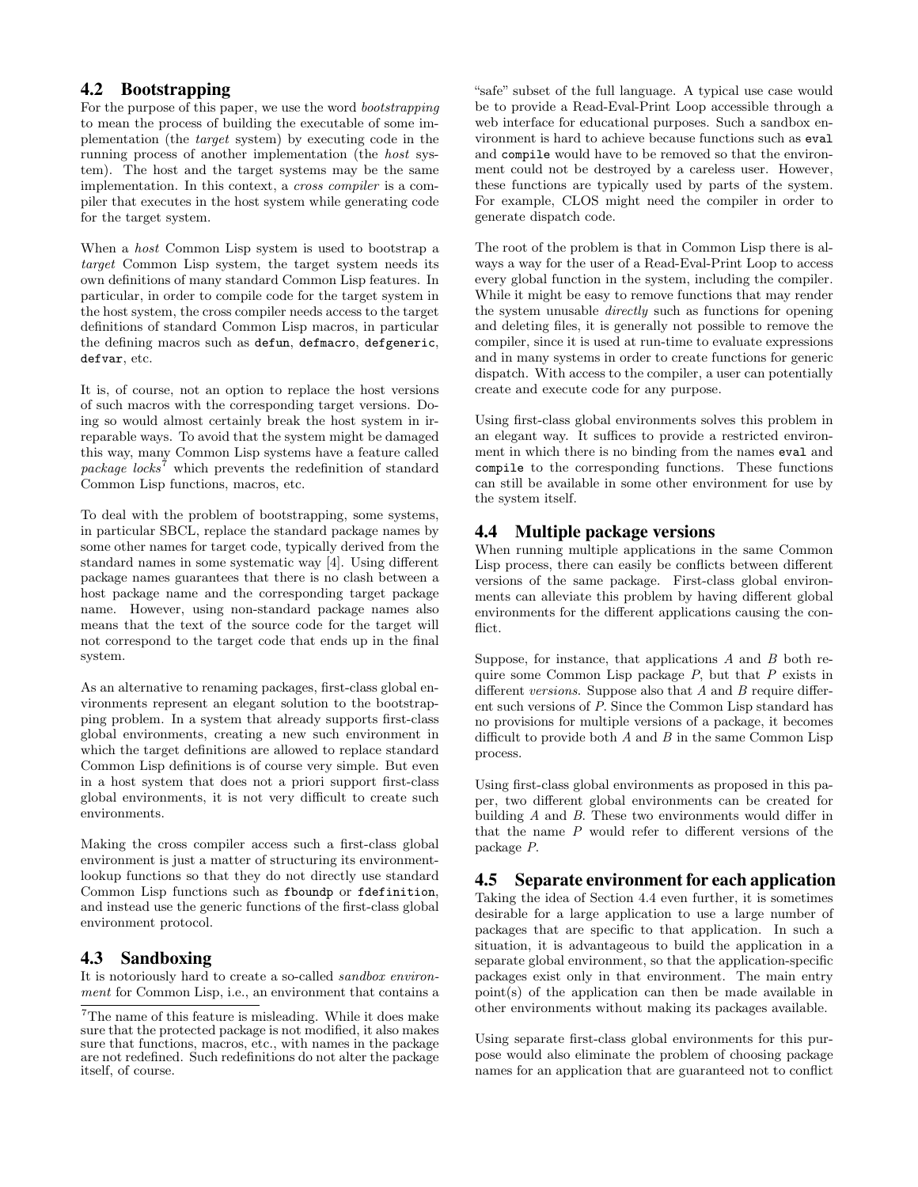## 4.2 Bootstrapping

For the purpose of this paper, we use the word *bootstrapping* to mean the process of building the executable of some implementation (the *target* system) by executing code in the running process of another implementation (the *host* system). The host and the target systems may be the same implementation. In this context, a *cross compiler* is a compiler that executes in the host system while generating code for the target system.

When a *host* Common Lisp system is used to bootstrap a *target* Common Lisp system, the target system needs its own definitions of many standard Common Lisp features. In particular, in order to compile code for the target system in the host system, the cross compiler needs access to the target definitions of standard Common Lisp macros, in particular the defining macros such as `defun`, `defmacro`, `defgeneric`, `defvar`, etc.

It is, of course, not an option to replace the host versions of such macros with the corresponding target versions. Doing so would almost certainly break the host system in irreparable ways. To avoid that the system might be damaged this way, many Common Lisp systems have a feature called *package locks*[7] which prevents the redefinition of standard Common Lisp functions, macros, etc.

To deal with the problem of bootstrapping, some systems, in particular SBCL, replace the standard package names by some other names for target code, typically derived from the standard names in some systematic way [4]. Using different package names guarantees that there is no clash between a host package name and the corresponding target package name. However, using non-standard package names also means that the text of the source code for the target will not correspond to the target code that ends up in the final system.

As an alternative to renaming packages, first-class global environments represent an elegant solution to the bootstrapping problem. In a system that already supports first-class global environments, creating a new such environment in which the target definitions are allowed to replace standard Common Lisp definitions is of course very simple. But even in a host system that does not a priori support first-class global environments, it is not very difficult to create such environments.

Making the cross compiler access such a first-class global environment is just a matter of structuring its environment-lookup functions so that they do not directly use standard Common Lisp functions such as `fboundp` or `fdefinition`, and instead use the generic functions of the first-class global environment protocol.

## 4.3 Sandboxing

It is notoriously hard to create a so-called *sandbox environment* for Common Lisp, i.e., an environment that contains a "safe" subset of the full language. A typical use case would be to provide a Read-Eval-Print Loop accessible through a web interface for educational purposes. Such a sandbox environment is hard to achieve because functions such as `eval` and `compile` would have to be removed so that the environment could not be destroyed by a careless user. However, these functions are typically used by parts of the system. For example, CLOS might need the compiler in order to generate dispatch code.

The root of the problem is that in Common Lisp there is always a way for the user of a Read-Eval-Print Loop to access every global function in the system, including the compiler. While it might be easy to remove functions that may render the system unusable *directly* such as functions for opening and deleting files, it is generally not possible to remove the compiler, since it is used at run-time to evaluate expressions and in many systems in order to create functions for generic dispatch. With access to the compiler, a user can potentially create and execute code for any purpose.

Using first-class global environments solves this problem in an elegant way. It suffices to provide a restricted environment in which there is no binding from the names `eval` and `compile` to the corresponding functions. These functions can still be available in some other environment for use by the system itself.

## 4.4 Multiple package versions

When running multiple applications in the same Common Lisp process, there can easily be conflicts between different versions of the same package. First-class global environments can alleviate this problem by having different global environments for the different applications causing the conflict.

Suppose, for instance, that applications $A$ and $B$ both require some Common Lisp package $P$, but that $P$ exists in different *versions*. Suppose also that $A$ and $B$ require different such versions of $P$. Since the Common Lisp standard has no provisions for multiple versions of a package, it becomes difficult to provide both $A$ and $B$ in the same Common Lisp process.

Using first-class global environments as proposed in this paper, two different global environments can be created for building $A$ and $B$. These two environments would differ in that the name $P$ would refer to different versions of the package $P$.

## 4.5 Separate environment for each application

Taking the idea of Section 4.4 even further, it is sometimes desirable for a large application to use a large number of packages that are specific to that application. In such a situation, it is advantageous to build the application in a separate global environment, so that the application-specific packages exist only in that environment. The main entry point(s) of the application can then be made available in other environments without making its packages available.

Using separate first-class global environments for this purpose would also eliminate the problem of choosing package names for an application that are guaranteed not to conflict

[7] The name of this feature is misleading. While it does make sure that the protected package is not modified, it also makes sure that functions, macros, etc., with names in the package are not redefined. Such redefinitions do not alter the package itself, of course.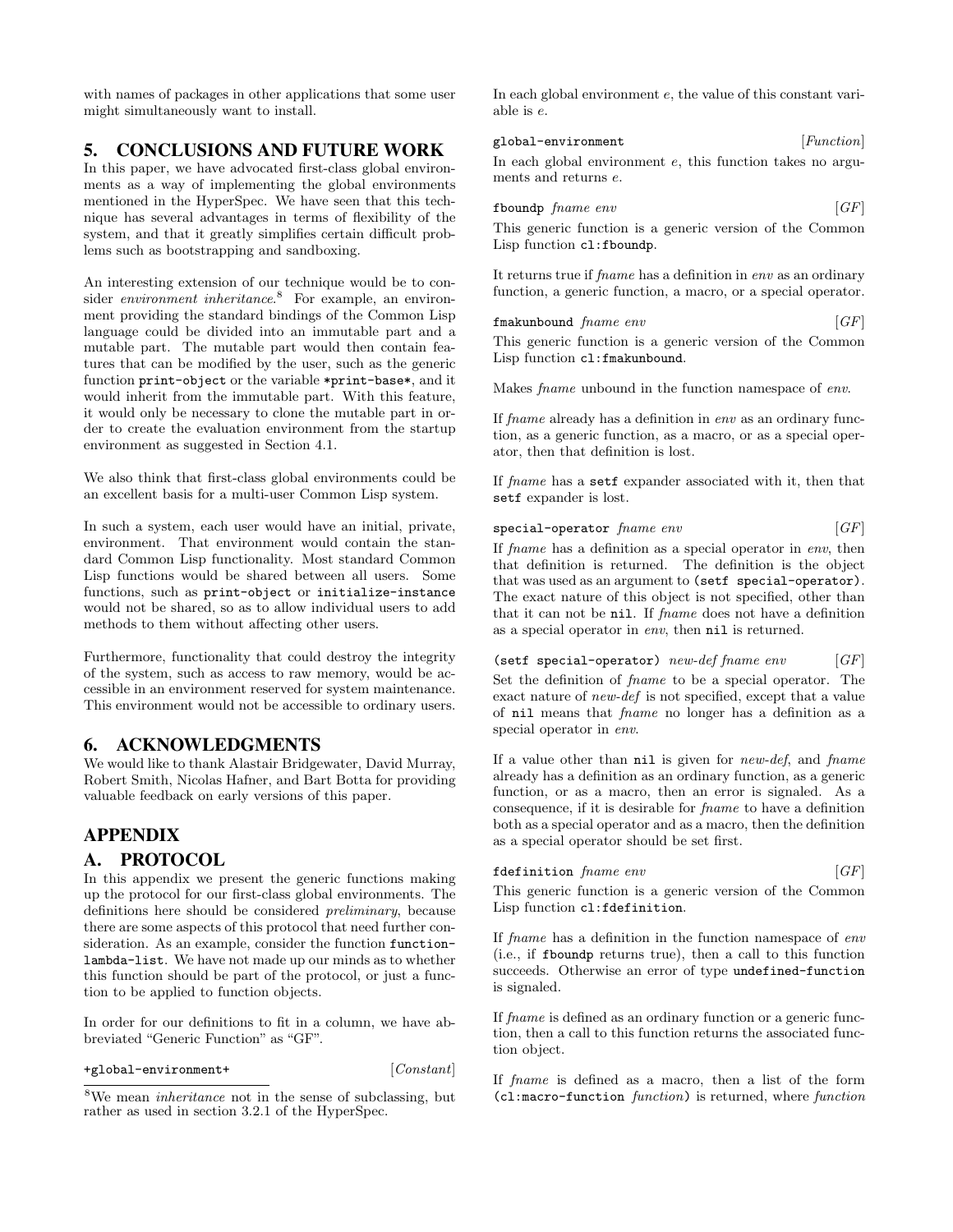with names of packages in other applications that some user might simultaneously want to install.

## 5. CONCLUSIONS AND FUTURE WORK

In this paper, we have advocated first-class global environments as a way of implementing the global environments mentioned in the HyperSpec. We have seen that this technique has several advantages in terms of flexibility of the system, and that it greatly simplifies certain difficult problems such as bootstrapping and sandboxing.

An interesting extension of our technique would be to consider *environment inheritance*.[8] For example, an environment providing the standard bindings of the Common Lisp language could be divided into an immutable part and a mutable part. The mutable part would then contain features that can be modified by the user, such as the generic function `print-object` or the variable `*print-base*`, and it would inherit from the immutable part. With this feature, it would only be necessary to clone the mutable part in order to create the evaluation environment from the startup environment as suggested in Section 4.1.

We also think that first-class global environments could be an excellent basis for a multi-user Common Lisp system.

In such a system, each user would have an initial, private, environment. That environment would contain the standard Common Lisp functionality. Most standard Common Lisp functions would be shared between all users. Some functions, such as `print-object` or `initialize-instance` would not be shared, so as to allow individual users to add methods to them without affecting other users.

Furthermore, functionality that could destroy the integrity of the system, such as access to raw memory, would be accessible in an environment reserved for system maintenance. This environment would not be accessible to ordinary users.

## 6. ACKNOWLEDGMENTS

We would like to thank Alastair Bridgewater, David Murray, Robert Smith, Nicolas Hafner, and Bart Botta for providing valuable feedback on early versions of this paper.

## APPENDIX

## A. PROTOCOL

In this appendix we present the generic functions making up the protocol for our first-class global environments. The definitions here should be considered *preliminary*, because there are some aspects of this protocol that need further consideration. As an example, consider the function `function-lambda-list`. We have not made up our minds as to whether this function should be part of the protocol, or just a function to be applied to function objects.

In order for our definitions to fit in a column, we have abbreviated "Generic Function" as "GF".

`+global-environment+` [*Constant*]

In each global environment *e*, the value of this constant variable is *e*.

`global-environment` [*Function*]

In each global environment *e*, this function takes no arguments and returns *e*.

`fboundp` *fname env* [*GF*]

This generic function is a generic version of the Common Lisp function `cl:fboundp`.

It returns true if *fname* has a definition in *env* as an ordinary function, a generic function, a macro, or a special operator.

`fmakunbound` *fname env* [*GF*]

This generic function is a generic version of the Common Lisp function `cl:fmakunbound`.

Makes *fname* unbound in the function namespace of *env*.

If *fname* already has a definition in *env* as an ordinary function, as a generic function, as a macro, or as a special operator, then that definition is lost.

If *fname* has a `setf` expander associated with it, then that `setf` expander is lost.

`special-operator` *fname env* [*GF*]

If *fname* has a definition as a special operator in *env*, then that definition is returned. The definition is the object that was used as an argument to `(setf special-operator)`. The exact nature of this object is not specified, other than that it can not be `nil`. If *fname* does not have a definition as a special operator in *env*, then `nil` is returned.

`(setf special-operator)` *new-def fname env* [*GF*]

Set the definition of *fname* to be a special operator. The exact nature of *new-def* is not specified, except that a value of `nil` means that *fname* no longer has a definition as a special operator in *env*.

If a value other than `nil` is given for *new-def*, and *fname* already has a definition as an ordinary function, as a generic function, or as a macro, then an error is signaled. As a consequence, if it is desirable for *fname* to have a definition both as a special operator and as a macro, then the definition as a special operator should be set first.

`fdefinition` *fname env* [*GF*]

This generic function is a generic version of the Common Lisp function `cl:fdefinition`.

If *fname* has a definition in the function namespace of *env* (i.e., if `fboundp` returns true), then a call to this function succeeds. Otherwise an error of type `undefined-function` is signaled.

If *fname* is defined as an ordinary function or a generic function, then a call to this function returns the associated function object.

If *fname* is defined as a macro, then a list of the form `(cl:macro-function` *function*`)` is returned, where *function*

[8] We mean *inheritance* not in the sense of subclassing, but rather as used in section 3.2.1 of the HyperSpec.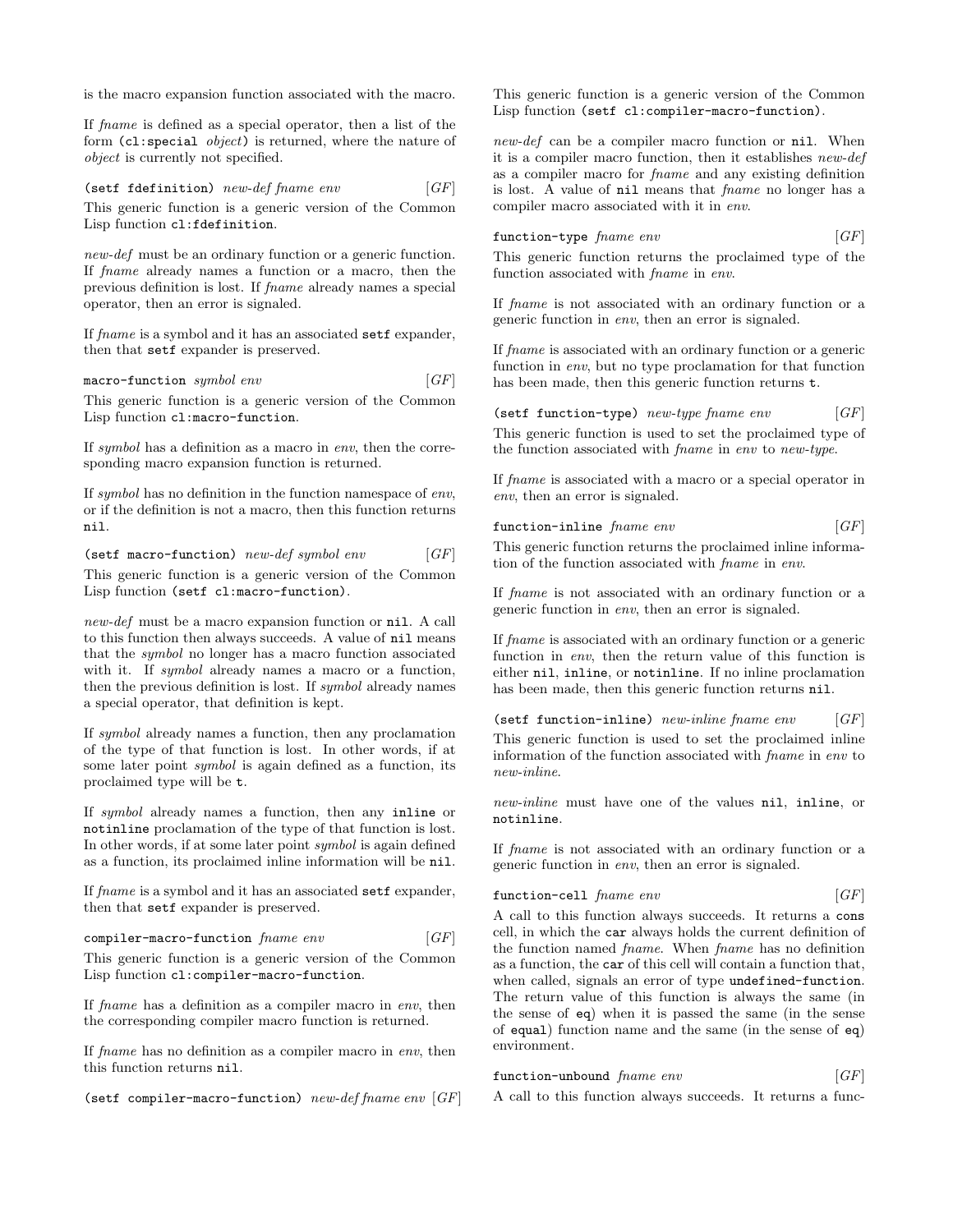is the macro expansion function associated with the macro.

If *fname* is defined as a special operator, then a list of the form (`cl:special` *object*) is returned, where the nature of *object* is currently not specified.

`(setf fdefinition)` *new-def fname env* [*GF*]

This generic function is a generic version of the Common Lisp function `cl:fdefinition`.

*new-def* must be an ordinary function or a generic function. If *fname* already names a function or a macro, then the previous definition is lost. If *fname* already names a special operator, then an error is signaled.

If *fname* is a symbol and it has an associated `setf` expander, then that `setf` expander is preserved.

`macro-function` *symbol env* [*GF*]

This generic function is a generic version of the Common Lisp function `cl:macro-function`.

If *symbol* has a definition as a macro in *env*, then the corresponding macro expansion function is returned.

If *symbol* has no definition in the function namespace of *env*, or if the definition is not a macro, then this function returns `nil`.

`(setf macro-function)` *new-def symbol env* [*GF*]

This generic function is a generic version of the Common Lisp function `(setf cl:macro-function)`.

*new-def* must be a macro expansion function or `nil`. A call to this function then always succeeds. A value of `nil` means that the *symbol* no longer has a macro function associated with it. If *symbol* already names a macro or a function, then the previous definition is lost. If *symbol* already names a special operator, that definition is kept.

If *symbol* already names a function, then any proclamation of the type of that function is lost. In other words, if at some later point *symbol* is again defined as a function, its proclaimed type will be `t`.

If *symbol* already names a function, then any `inline` or `notinline` proclamation of the type of that function is lost. In other words, if at some later point *symbol* is again defined as a function, its proclaimed inline information will be `nil`.

If *fname* is a symbol and it has an associated `setf` expander, then that `setf` expander is preserved.

`compiler-macro-function` *fname env* [*GF*]

This generic function is a generic version of the Common Lisp function `cl:compiler-macro-function`.

If *fname* has a definition as a compiler macro in *env*, then the corresponding compiler macro function is returned.

If *fname* has no definition as a compiler macro in *env*, then this function returns `nil`.

`(setf compiler-macro-function)` *new-def fname env* [*GF*]

This generic function is a generic version of the Common Lisp function `(setf cl:compiler-macro-function)`.

*new-def* can be a compiler macro function or `nil`. When it is a compiler macro function, then it establishes *new-def* as a compiler macro for *fname* and any existing definition is lost. A value of `nil` means that *fname* no longer has a compiler macro associated with it in *env*.

`function-type` *fname env* [*GF*]

This generic function returns the proclaimed type of the function associated with *fname* in *env*.

If *fname* is not associated with an ordinary function or a generic function in *env*, then an error is signaled.

If *fname* is associated with an ordinary function or a generic function in *env*, but no type proclamation for that function has been made, then this generic function returns `t`.

`(setf function-type)` *new-type fname env* [*GF*]

This generic function is used to set the proclaimed type of the function associated with *fname* in *env* to *new-type*.

If *fname* is associated with a macro or a special operator in *env*, then an error is signaled.

`function-inline` *fname env* [*GF*]

This generic function returns the proclaimed inline information of the function associated with *fname* in *env*.

If *fname* is not associated with an ordinary function or a generic function in *env*, then an error is signaled.

If *fname* is associated with an ordinary function or a generic function in *env*, then the return value of this function is either `nil`, `inline`, or `notinline`. If no inline proclamation has been made, then this generic function returns `nil`.

`(setf function-inline)` *new-inline fname env* [*GF*]

This generic function is used to set the proclaimed inline information of the function associated with *fname* in *env* to *new-inline*.

*new-inline* must have one of the values `nil`, `inline`, or `notinline`.

If *fname* is not associated with an ordinary function or a generic function in *env*, then an error is signaled.

`function-cell` *fname env* [*GF*]

A call to this function always succeeds. It returns a `cons` cell, in which the `car` always holds the current definition of the function named *fname*. When *fname* has no definition as a function, the `car` of this cell will contain a function that, when called, signals an error of type `undefined-function`. The return value of this function is always the same (in the sense of `eq`) when it is passed the same (in the sense of `equal`) function name and the same (in the sense of `eq`) environment.

`function-unbound` *fname env* [*GF*]

A call to this function always succeeds. It returns a func-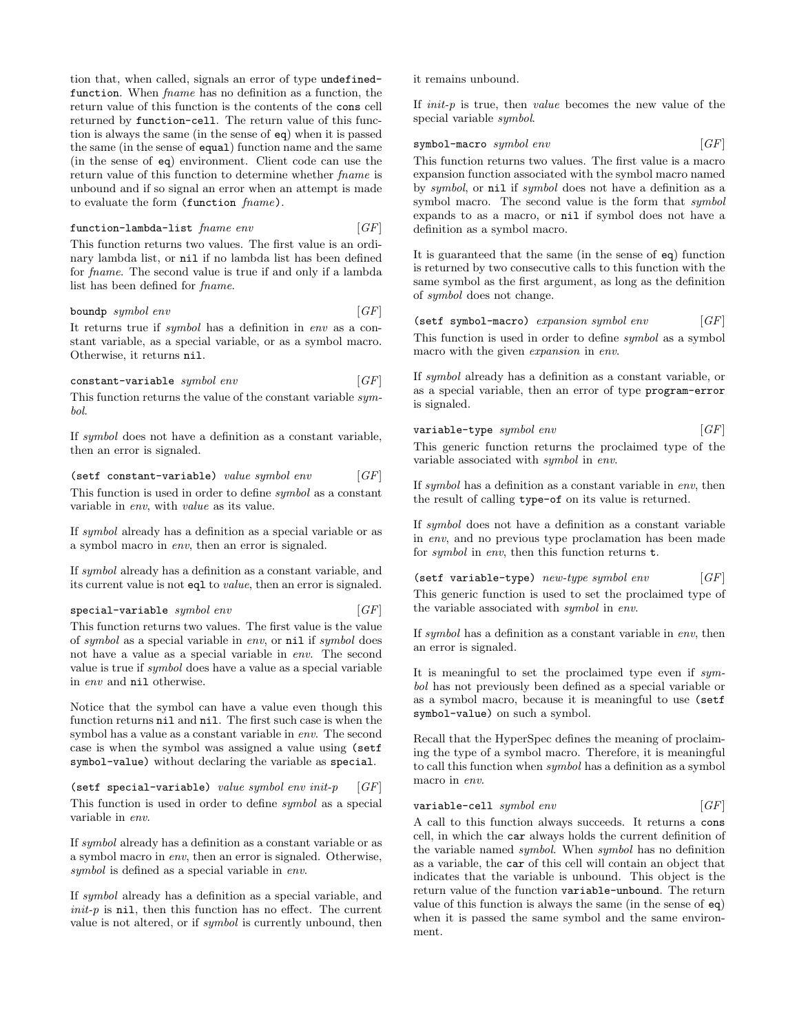tion that, when called, signals an error of type `undefined-function`. When *fname* has no definition as a function, the return value of this function is the contents of the `cons` cell returned by `function-cell`. The return value of this function is always the same (in the sense of `eq`) when it is passed the same (in the sense of `equal`) function name and the same (in the sense of `eq`) environment. Client code can use the return value of this function to determine whether *fname* is unbound and if so signal an error when an attempt is made to evaluate the form `(function` *fname*`)`.

`function-lambda-list` *fname env* [*GF*]

This function returns two values. The first value is an ordinary lambda list, or `nil` if no lambda list has been defined for *fname*. The second value is true if and only if a lambda list has been defined for *fname*.

`boundp` *symbol env* [*GF*]

It returns true if *symbol* has a definition in *env* as a constant variable, as a special variable, or as a symbol macro. Otherwise, it returns `nil`.

`constant-variable` *symbol env* [*GF*]

This function returns the value of the constant variable *symbol*.

If *symbol* does not have a definition as a constant variable, then an error is signaled.

`(setf constant-variable)` *value symbol env* [*GF*]

This function is used in order to define *symbol* as a constant variable in *env*, with *value* as its value.

If *symbol* already has a definition as a special variable or as a symbol macro in *env*, then an error is signaled.

If *symbol* already has a definition as a constant variable, and its current value is not `eql` to *value*, then an error is signaled.

`special-variable` *symbol env* [*GF*]

This function returns two values. The first value is the value of *symbol* as a special variable in *env*, or `nil` if *symbol* does not have a value as a special variable in *env*. The second value is true if *symbol* does have a value as a special variable in *env* and `nil` otherwise.

Notice that the symbol can have a value even though this function returns `nil` and `nil`. The first such case is when the symbol has a value as a constant variable in *env*. The second case is when the symbol was assigned a value using `(setf symbol-value)` without declaring the variable as `special`.

`(setf special-variable)` *value symbol env init-p* [*GF*]

This function is used in order to define *symbol* as a special variable in *env*.

If *symbol* already has a definition as a constant variable or as a symbol macro in *env*, then an error is signaled. Otherwise, *symbol* is defined as a special variable in *env*.

If *symbol* already has a definition as a special variable, and *init-p* is `nil`, then this function has no effect. The current value is not altered, or if *symbol* is currently unbound, then it remains unbound.

If *init-p* is true, then *value* becomes the new value of the special variable *symbol*.

`symbol-macro` *symbol env* [*GF*]

This function returns two values. The first value is a macro expansion function associated with the symbol macro named by *symbol*, or `nil` if *symbol* does not have a definition as a symbol macro. The second value is the form that *symbol* expands to as a macro, or `nil` if symbol does not have a definition as a symbol macro.

It is guaranteed that the same (in the sense of `eq`) function is returned by two consecutive calls to this function with the same symbol as the first argument, as long as the definition of *symbol* does not change.

`(setf symbol-macro)` *expansion symbol env* [*GF*]

This function is used in order to define *symbol* as a symbol macro with the given *expansion* in *env*.

If *symbol* already has a definition as a constant variable, or as a special variable, then an error of type `program-error` is signaled.

`variable-type` *symbol env* [*GF*]

This generic function returns the proclaimed type of the variable associated with *symbol* in *env*.

If *symbol* has a definition as a constant variable in *env*, then the result of calling `type-of` on its value is returned.

If *symbol* does not have a definition as a constant variable in *env*, and no previous type proclamation has been made for *symbol* in *env*, then this function returns `t`.

`(setf variable-type)` *new-type symbol env* [*GF*]

This generic function is used to set the proclaimed type of the variable associated with *symbol* in *env*.

If *symbol* has a definition as a constant variable in *env*, then an error is signaled.

It is meaningful to set the proclaimed type even if *symbol* has not previously been defined as a special variable or as a symbol macro, because it is meaningful to use `(setf symbol-value)` on such a symbol.

Recall that the HyperSpec defines the meaning of proclaiming the type of a symbol macro. Therefore, it is meaningful to call this function when *symbol* has a definition as a symbol macro in *env*.

`variable-cell` *symbol env* [*GF*]

A call to this function always succeeds. It returns a `cons` cell, in which the `car` always holds the current definition of the variable named *symbol*. When *symbol* has no definition as a variable, the `car` of this cell will contain an object that indicates that the variable is unbound. This object is the return value of the function `variable-unbound`. The return value of this function is always the same (in the sense of `eq`) when it is passed the same symbol and the same environment.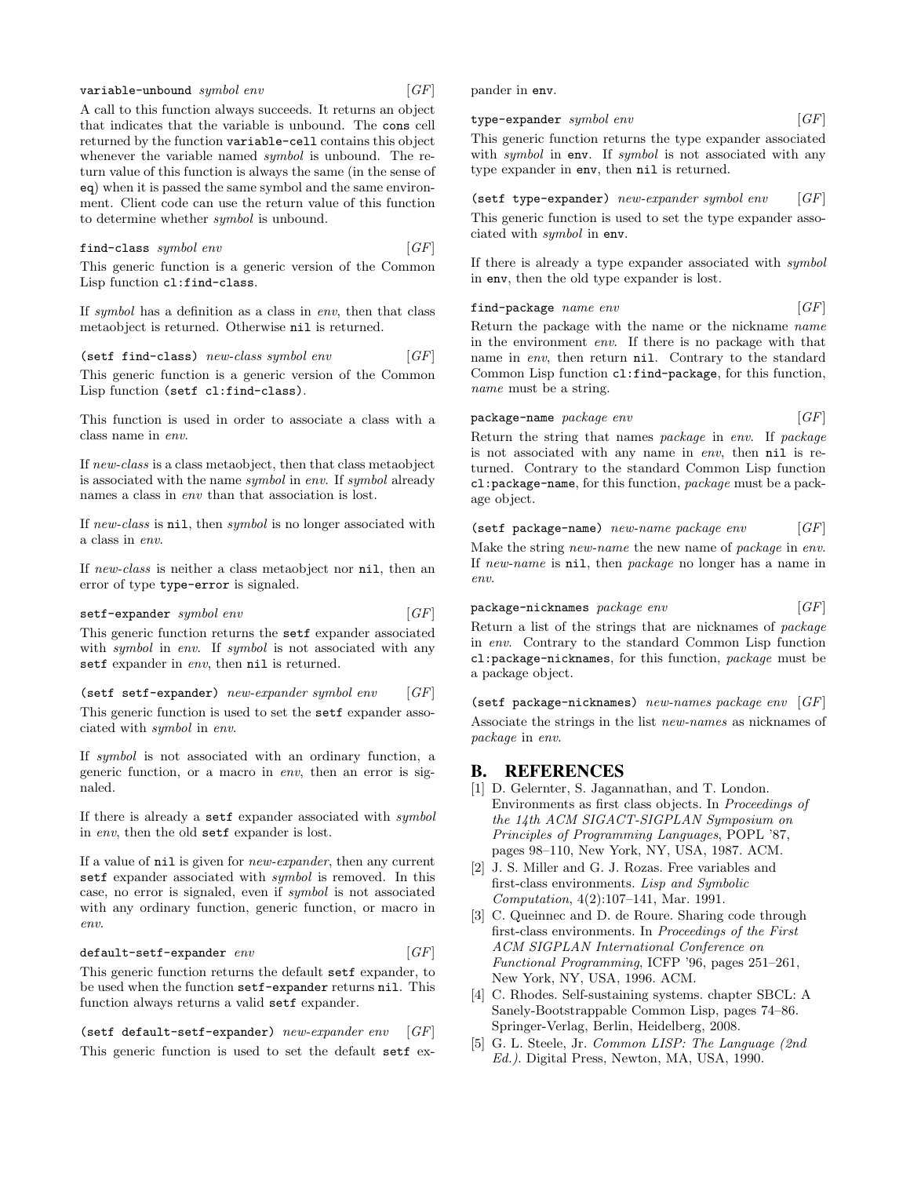`variable-unbound` *symbol env* [*GF*]

A call to this function always succeeds. It returns an object that indicates that the variable is unbound. The `cons` cell returned by the function `variable-cell` contains this object whenever the variable named *symbol* is unbound. The return value of this function is always the same (in the sense of `eq`) when it is passed the same symbol and the same environment. Client code can use the return value of this function to determine whether *symbol* is unbound.

`find-class` *symbol env* [*GF*]

This generic function is a generic version of the Common Lisp function `cl:find-class`.

If *symbol* has a definition as a class in *env*, then that class metaobject is returned. Otherwise `nil` is returned.

`(setf find-class)` *new-class symbol env* [*GF*]

This generic function is a generic version of the Common Lisp function `(setf cl:find-class)`.

This function is used in order to associate a class with a class name in *env*.

If *new-class* is a class metaobject, then that class metaobject is associated with the name *symbol* in *env*. If *symbol* already names a class in *env* than that association is lost.

If *new-class* is `nil`, then *symbol* is no longer associated with a class in *env*.

If *new-class* is neither a class metaobject nor `nil`, then an error of type `type-error` is signaled.

`setf-expander` *symbol env* [*GF*]

This generic function returns the `setf` expander associated with *symbol* in *env*. If *symbol* is not associated with any `setf` expander in *env*, then `nil` is returned.

`(setf setf-expander)` *new-expander symbol env* [*GF*]

This generic function is used to set the `setf` expander associated with *symbol* in *env*.

If *symbol* is not associated with an ordinary function, a generic function, or a macro in *env*, then an error is signaled.

If there is already a `setf` expander associated with *symbol* in *env*, then the old `setf` expander is lost.

If a value of `nil` is given for *new-expander*, then any current `setf` expander associated with *symbol* is removed. In this case, no error is signaled, even if *symbol* is not associated with any ordinary function, generic function, or macro in *env*.

`default-setf-expander` *env* [*GF*]

This generic function returns the default `setf` expander, to be used when the function `setf-expander` returns `nil`. This function always returns a valid `setf` expander.

`(setf default-setf-expander)` *new-expander env* [*GF*]

This generic function is used to set the default `setf` expander in `env`.

`type-expander` *symbol env* [*GF*]

This generic function returns the type expander associated with *symbol* in `env`. If *symbol* is not associated with any type expander in `env`, then `nil` is returned.

`(setf type-expander)` *new-expander symbol env* [*GF*]

This generic function is used to set the type expander associated with *symbol* in `env`.

If there is already a type expander associated with *symbol* in `env`, then the old type expander is lost.

`find-package` *name env* [*GF*]

Return the package with the name or the nickname *name* in the environment *env*. If there is no package with that name in *env*, then return `nil`. Contrary to the standard Common Lisp function `cl:find-package`, for this function, *name* must be a string.

`package-name` *package env* [*GF*]

Return the string that names *package* in *env*. If *package* is not associated with any name in *env*, then `nil` is returned. Contrary to the standard Common Lisp function `cl:package-name`, for this function, *package* must be a package object.

`(setf package-name)` *new-name package env* [*GF*]

Make the string *new-name* the new name of *package* in *env*. If *new-name* is `nil`, then *package* no longer has a name in *env*.

`package-nicknames` *package env* [*GF*]

Return a list of the strings that are nicknames of *package* in *env*. Contrary to the standard Common Lisp function `cl:package-nicknames`, for this function, *package* must be a package object.

`(setf package-nicknames)` *new-names package env* [*GF*]

Associate the strings in the list *new-names* as nicknames of *package* in *env*.

## B. REFERENCES

[1] D. Gelernter, S. Jagannathan, and T. London. Environments as first class objects. In *Proceedings of the 14th ACM SIGACT-SIGPLAN Symposium on Principles of Programming Languages*, POPL '87, pages 98–110, New York, NY, USA, 1987. ACM.

[2] J. S. Miller and G. J. Rozas. Free variables and first-class environments. *Lisp and Symbolic Computation*, 4(2):107–141, Mar. 1991.

[3] C. Queinnec and D. de Roure. Sharing code through first-class environments. In *Proceedings of the First ACM SIGPLAN International Conference on Functional Programming*, ICFP '96, pages 251–261, New York, NY, USA, 1996. ACM.

[4] C. Rhodes. Self-sustaining systems. chapter SBCL: A Sanely-Bootstrappable Common Lisp, pages 74–86. Springer-Verlag, Berlin, Heidelberg, 2008.

[5] G. L. Steele, Jr. *Common LISP: The Language (2nd Ed.)*. Digital Press, Newton, MA, USA, 1990.